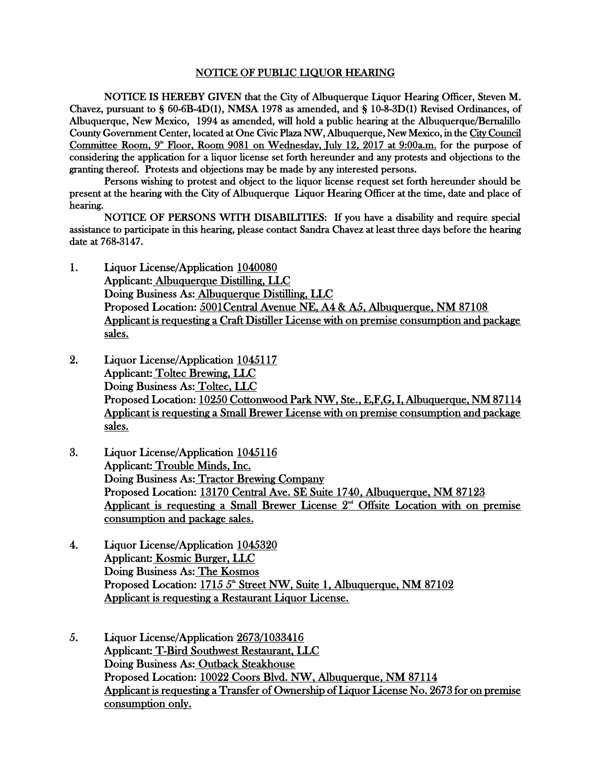# NOTICE OF PUBLIC LIQUOR HEARING

NOTICE IS HEREBY GIVEN that the City of Albuquerque Liquor Hearing Officer, Steven M. Chavez, pursuant to § 60-6B-4D(1), NMSA 1978 as amended, and § 10-8-3D(1) Revised Ordinances, of Albuquerque, New Mexico, 1994 as amended, will hold a public hearing at the Albuquerque/Bernalillo County Government Center, located at One Civic Plaza NW, Albuquerque, New Mexico, in the City Council Committee Room, 9th Floor, Room 9081 on Wednesday, July 12, 2017 at 9:00a.m. for the purpose of considering the application for a liquor license set forth hereunder and any protests and objections to the granting thereof. Protests and objections may be made by any interested persons.

Persons wishing to protest and object to the liquor license request set forth hereunder should be present at the hearing with the City of Albuquerque Liquor Hearing Officer at the time, date and place of hearing.

NOTICE OF PERSONS WITH DISABILITIES: If you have a disability and require special assistance to participate in this hearing, please contact Sandra Chavez at least three days before the hearing date at 768-3147.

1. Liquor License/Application 1040080
   Applicant: Albuquerque Distilling, LLC
   Doing Business As: Albuquerque Distilling, LLC
   Proposed Location: 5001Central Avenue NE, A4 & A5, Albuquerque, NM 87108
   Applicant is requesting a Craft Distiller License with on premise consumption and package sales.

2. Liquor License/Application 1045117
   Applicant: Toltec Brewing, LLC
   Doing Business As: Toltec, LLC
   Proposed Location: 10250 Cottonwood Park NW, Ste., E,F,G, I, Albuquerque, NM 87114
   Applicant is requesting a Small Brewer License with on premise consumption and package sales.

3. Liquor License/Application 1045116
   Applicant: Trouble Minds, Inc.
   Doing Business As: Tractor Brewing Company
   Proposed Location: 13170 Central Ave. SE Suite 1740, Albuquerque, NM 87123
   Applicant is requesting a Small Brewer License 2nd Offsite Location with on premise consumption and package sales.

4. Liquor License/Application 1045320
   Applicant: Kosmic Burger, LLC
   Doing Business As: The Kosmos
   Proposed Location: 1715 5th Street NW, Suite 1, Albuquerque, NM 87102
   Applicant is requesting a Restaurant Liquor License.

5. Liquor License/Application 2673/1033416
   Applicant: T-Bird Southwest Restaurant, LLC
   Doing Business As: Outback Steakhouse
   Proposed Location: 10022 Coors Blvd. NW, Albuquerque, NM 87114
   Applicant is requesting a Transfer of Ownership of Liquor License No. 2673 for on premise consumption only.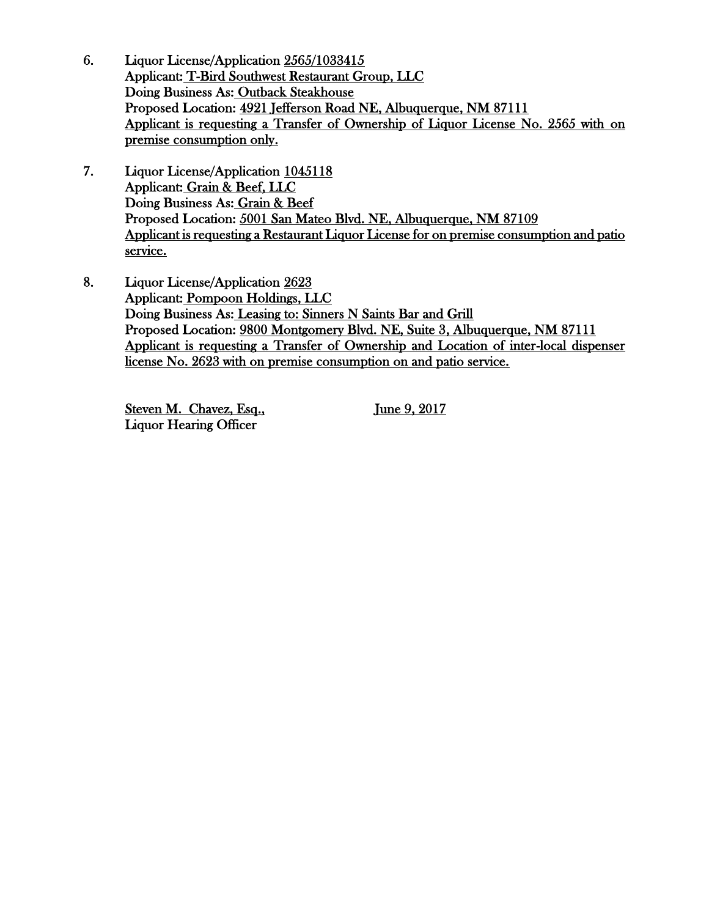6. Liquor License/Application 2565/1033415
   Applicant: T-Bird Southwest Restaurant Group, LLC
   Doing Business As: Outback Steakhouse
   Proposed Location: 4921 Jefferson Road NE, Albuquerque, NM 87111
   Applicant is requesting a Transfer of Ownership of Liquor License No. 2565 with on premise consumption only.

7. Liquor License/Application 1045118
   Applicant: Grain & Beef, LLC
   Doing Business As: Grain & Beef
   Proposed Location: 5001 San Mateo Blvd. NE, Albuquerque, NM 87109
   Applicant is requesting a Restaurant Liquor License for on premise consumption and patio service.

8. Liquor License/Application 2623
   Applicant: Pompoon Holdings, LLC
   Doing Business As: Leasing to: Sinners N Saints Bar and Grill
   Proposed Location: 9800 Montgomery Blvd. NE, Suite 3, Albuquerque, NM 87111
   Applicant is requesting a Transfer of Ownership and Location of inter-local dispenser license No. 2623 with on premise consumption on and patio service.

Steven M. Chavez, Esq., June 9, 2017
Liquor Hearing Officer